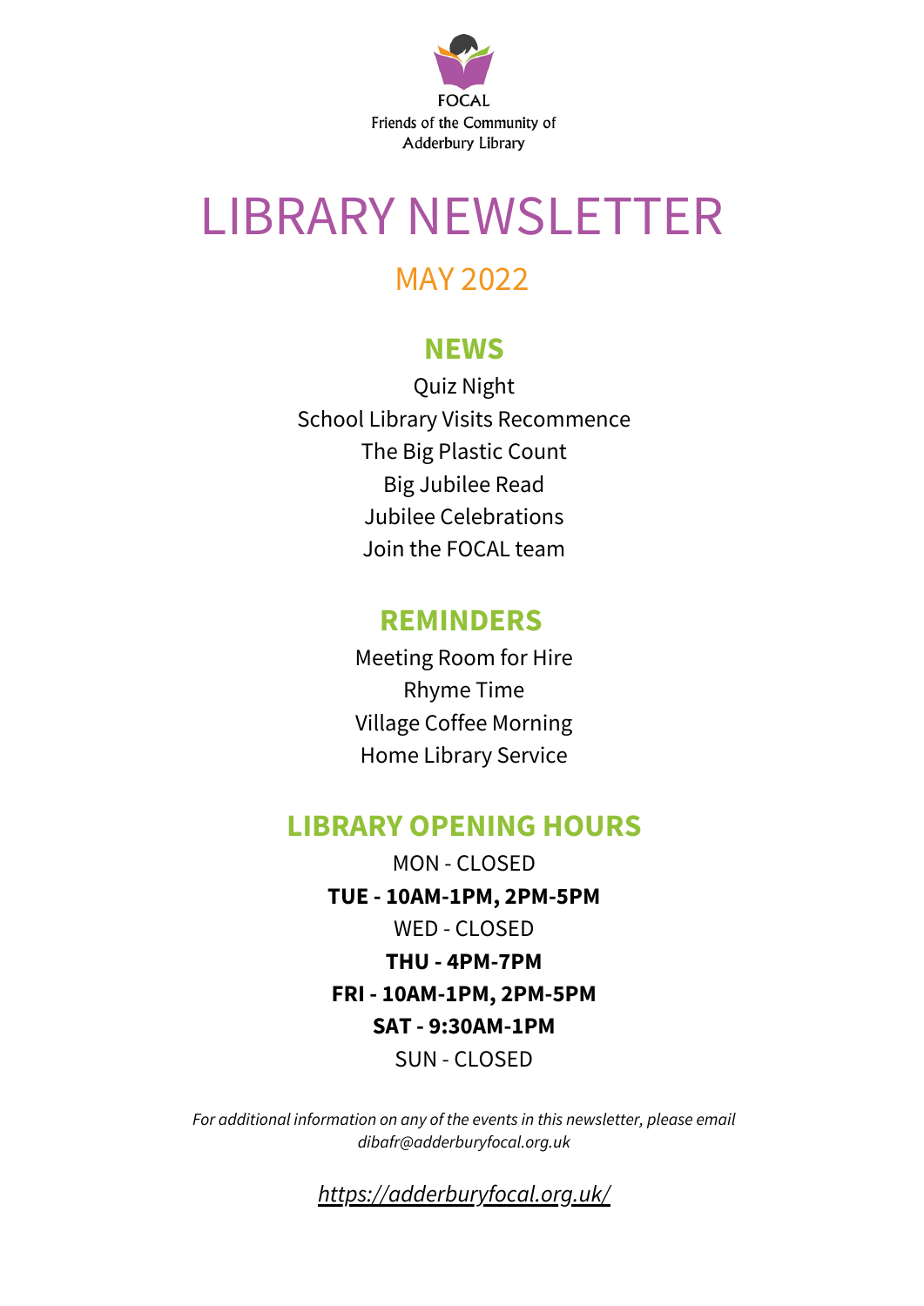FOCAL
Friends of the Community of
Adderbury Library

# LIBRARY NEWSLETTER

## MAY 2022

### NEWS

Quiz Night
School Library Visits Recommence
The Big Plastic Count
Big Jubilee Read
Jubilee Celebrations
Join the FOCAL team

### REMINDERS

Meeting Room for Hire
Rhyme Time
Village Coffee Morning
Home Library Service

### LIBRARY OPENING HOURS

MON - CLOSED
**TUE - 10AM-1PM, 2PM-5PM**
WED - CLOSED
**THU - 4PM-7PM**
**FRI - 10AM-1PM, 2PM-5PM**
**SAT - 9:30AM-1PM**
SUN - CLOSED

*For additional information on any of the events in this newsletter, please email dibafr@adderburyfocal.org.uk*

*https://adderburyfocal.org.uk/*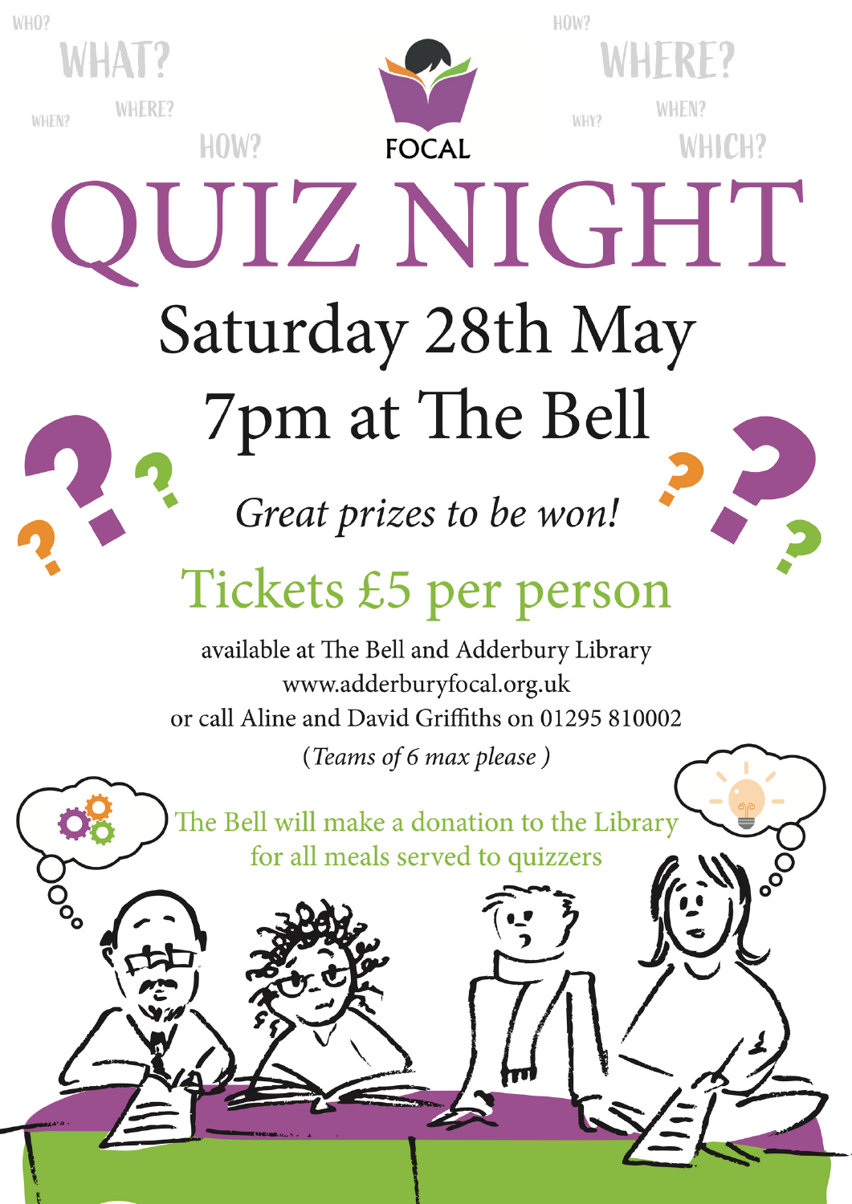FOCAL

# QUIZ NIGHT

## Saturday 28th May

## 7pm at The Bell

*Great prizes to be won!*

## Tickets £5 per person

available at The Bell and Adderbury Library
www.adderburyfocal.org.uk
or call Aline and David Griffiths on 01295 810002

*(Teams of 6 max please )*

The Bell will make a donation to the Library
for all meals served to quizzers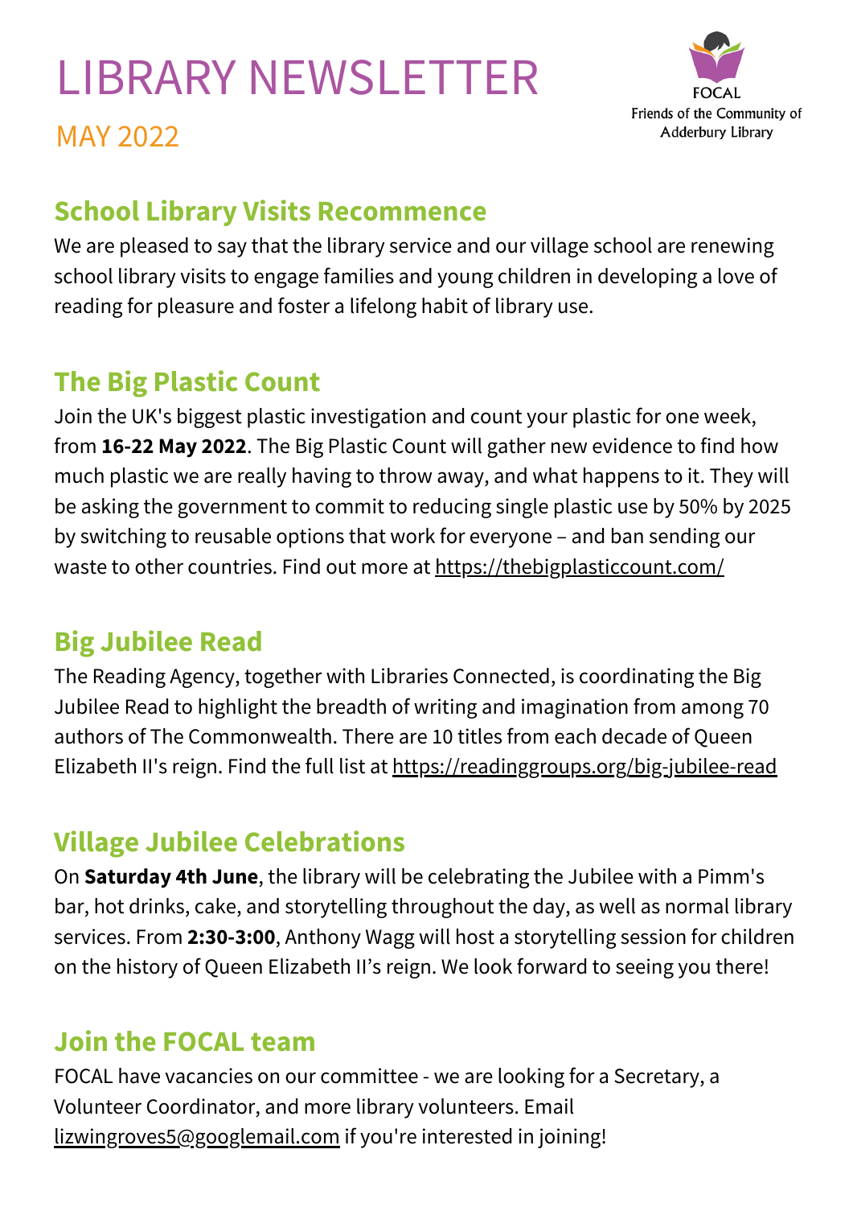# LIBRARY NEWSLETTER

MAY 2022

FOCAL
Friends of the Community of Adderbury Library

## School Library Visits Recommence

We are pleased to say that the library service and our village school are renewing school library visits to engage families and young children in developing a love of reading for pleasure and foster a lifelong habit of library use.

## The Big Plastic Count

Join the UK's biggest plastic investigation and count your plastic for one week, from **16-22 May 2022**. The Big Plastic Count will gather new evidence to find how much plastic we are really having to throw away, and what happens to it. They will be asking the government to commit to reducing single plastic use by 50% by 2025 by switching to reusable options that work for everyone – and ban sending our waste to other countries. Find out more at https://thebigplasticcount.com/

## Big Jubilee Read

The Reading Agency, together with Libraries Connected, is coordinating the Big Jubilee Read to highlight the breadth of writing and imagination from among 70 authors of The Commonwealth. There are 10 titles from each decade of Queen Elizabeth II's reign. Find the full list at https://readinggroups.org/big-jubilee-read

## Village Jubilee Celebrations

On **Saturday 4th June**, the library will be celebrating the Jubilee with a Pimm's bar, hot drinks, cake, and storytelling throughout the day, as well as normal library services. From **2:30-3:00**, Anthony Wagg will host a storytelling session for children on the history of Queen Elizabeth II's reign. We look forward to seeing you there!

## Join the FOCAL team

FOCAL have vacancies on our committee - we are looking for a Secretary, a Volunteer Coordinator, and more library volunteers. Email lizwingroves5@googlemail.com if you're interested in joining!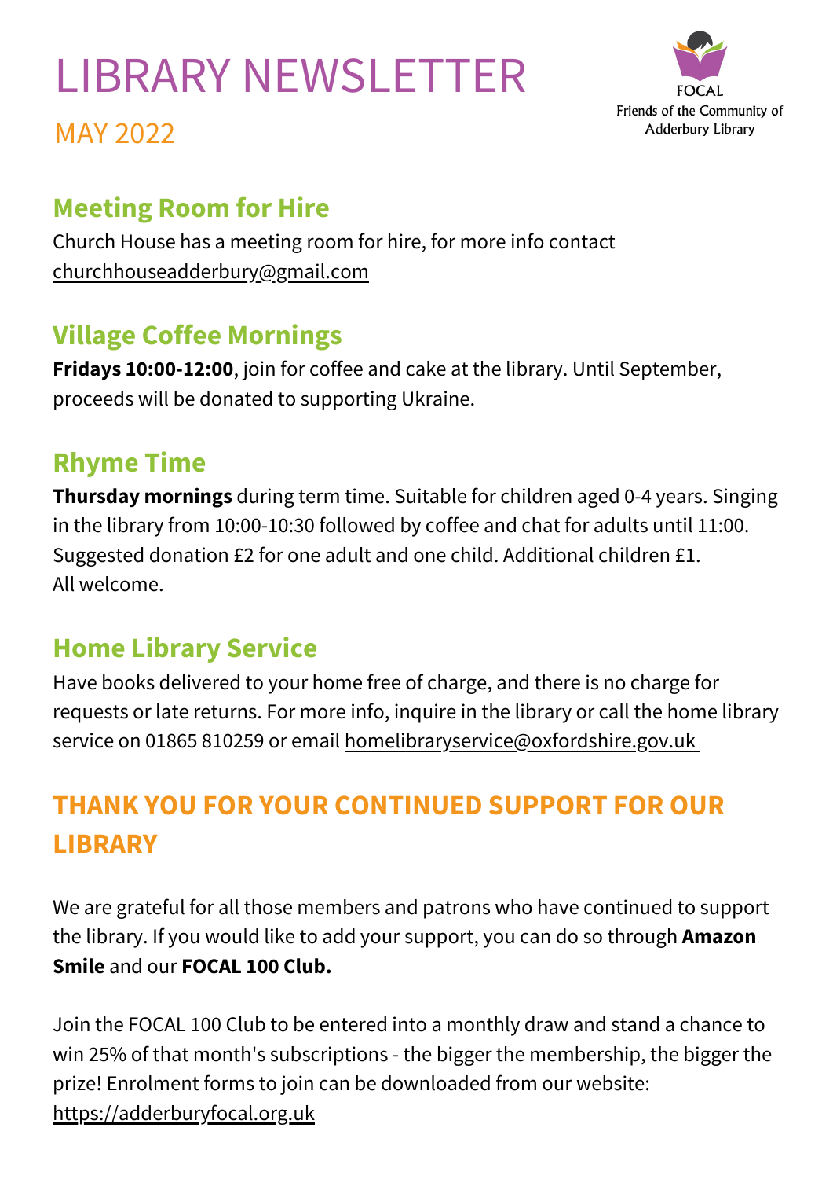# LIBRARY NEWSLETTER

MAY 2022

FOCAL
Friends of the Community of Adderbury Library

## Meeting Room for Hire

Church House has a meeting room for hire, for more info contact churchhouseadderbury@gmail.com

## Village Coffee Mornings

**Fridays 10:00-12:00**, join for coffee and cake at the library. Until September, proceeds will be donated to supporting Ukraine.

## Rhyme Time

**Thursday mornings** during term time. Suitable for children aged 0-4 years. Singing in the library from 10:00-10:30 followed by coffee and chat for adults until 11:00. Suggested donation £2 for one adult and one child. Additional children £1.
All welcome.

## Home Library Service

Have books delivered to your home free of charge, and there is no charge for requests or late returns. For more info, inquire in the library or call the home library service on 01865 810259 or email homelibraryservice@oxfordshire.gov.uk

## THANK YOU FOR YOUR CONTINUED SUPPORT FOR OUR LIBRARY

We are grateful for all those members and patrons who have continued to support the library. If you would like to add your support, you can do so through **Amazon Smile** and our **FOCAL 100 Club.**

Join the FOCAL 100 Club to be entered into a monthly draw and stand a chance to win 25% of that month's subscriptions - the bigger the membership, the bigger the prize! Enrolment forms to join can be downloaded from our website: https://adderburyfocal.org.uk